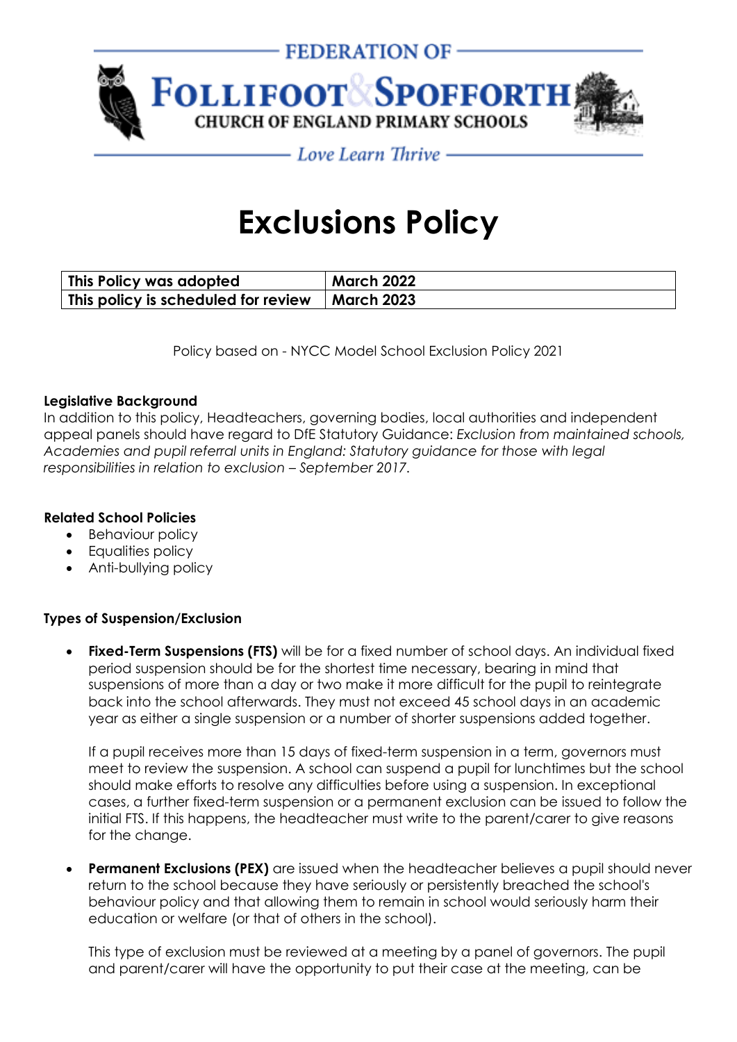FEDERATION OF

FOLLIFOOT & SPOFFORTH

CHURCH OF ENGLAND PRIMARY SCHOOLS

*Love Learn Thrive*

# Exclusions Policy

| | |
|---|---|
| **This Policy was adopted** | **March 2022** |
| **This policy is scheduled for review** | **March 2023** |

Policy based on - NYCC Model School Exclusion Policy 2021

**Legislative Background**

In addition to this policy, Headteachers, governing bodies, local authorities and independent appeal panels should have regard to DfE Statutory Guidance: *Exclusion from maintained schools, Academies and pupil referral units in England: Statutory guidance for those with legal responsibilities in relation to exclusion – September 2017.*

**Related School Policies**

- Behaviour policy
- Equalities policy
- Anti-bullying policy

**Types of Suspension/Exclusion**

- **Fixed-Term Suspensions (FTS)** will be for a fixed number of school days. An individual fixed period suspension should be for the shortest time necessary, bearing in mind that suspensions of more than a day or two make it more difficult for the pupil to reintegrate back into the school afterwards. They must not exceed 45 school days in an academic year as either a single suspension or a number of shorter suspensions added together.

  If a pupil receives more than 15 days of fixed-term suspension in a term, governors must meet to review the suspension. A school can suspend a pupil for lunchtimes but the school should make efforts to resolve any difficulties before using a suspension. In exceptional cases, a further fixed-term suspension or a permanent exclusion can be issued to follow the initial FTS. If this happens, the headteacher must write to the parent/carer to give reasons for the change.

- **Permanent Exclusions (PEX)** are issued when the headteacher believes a pupil should never return to the school because they have seriously or persistently breached the school's behaviour policy and that allowing them to remain in school would seriously harm their education or welfare (or that of others in the school).

  This type of exclusion must be reviewed at a meeting by a panel of governors. The pupil and parent/carer will have the opportunity to put their case at the meeting, can be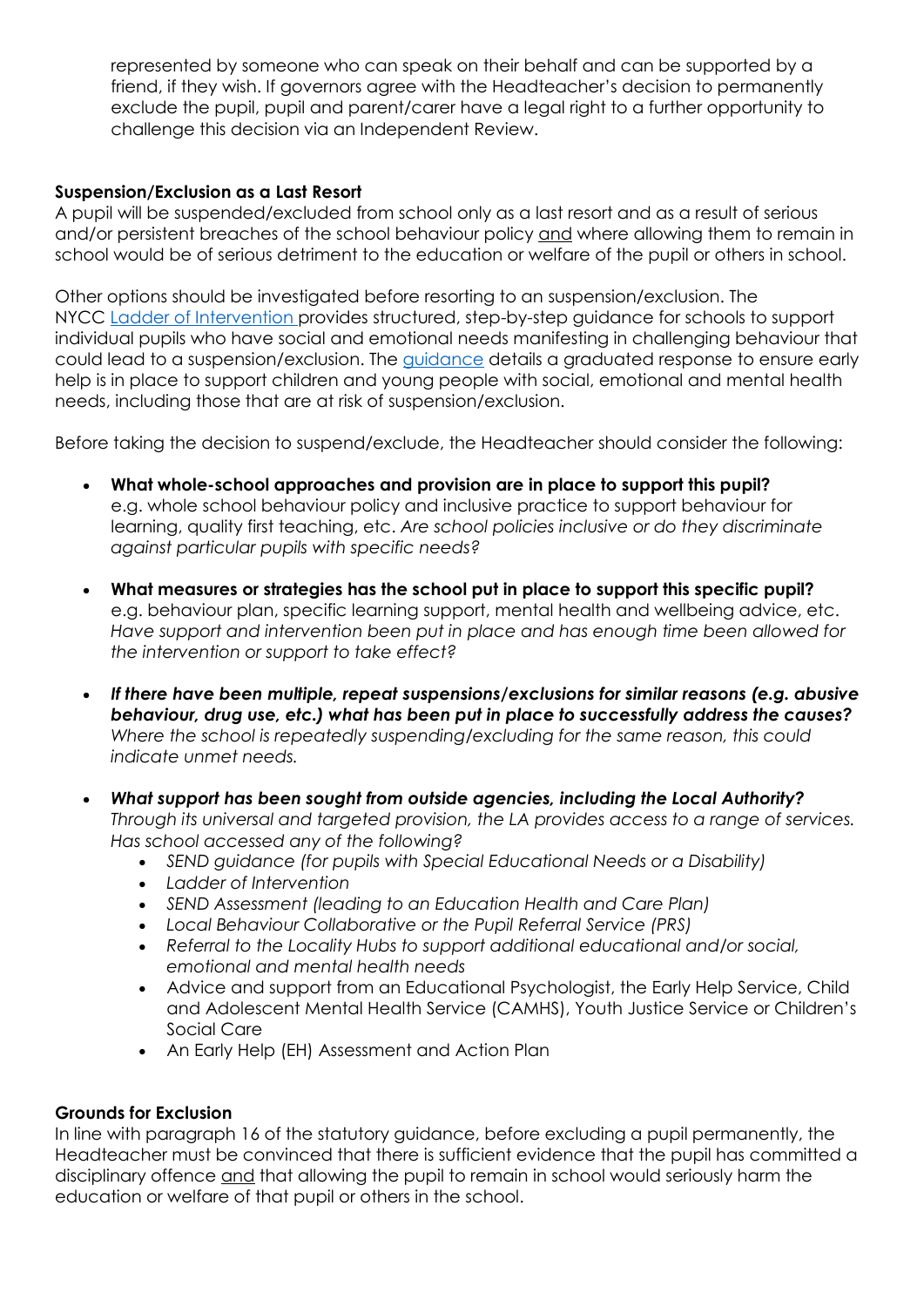represented by someone who can speak on their behalf and can be supported by a friend, if they wish. If governors agree with the Headteacher's decision to permanently exclude the pupil, pupil and parent/carer have a legal right to a further opportunity to challenge this decision via an Independent Review.

**Suspension/Exclusion as a Last Resort**

A pupil will be suspended/excluded from school only as a last resort and as a result of serious and/or persistent breaches of the school behaviour policy and where allowing them to remain in school would be of serious detriment to the education or welfare of the pupil or others in school.

Other options should be investigated before resorting to an suspension/exclusion. The NYCC Ladder of Intervention provides structured, step-by-step guidance for schools to support individual pupils who have social and emotional needs manifesting in challenging behaviour that could lead to a suspension/exclusion. The guidance details a graduated response to ensure early help is in place to support children and young people with social, emotional and mental health needs, including those that are at risk of suspension/exclusion.

Before taking the decision to suspend/exclude, the Headteacher should consider the following:

- **What whole-school approaches and provision are in place to support this pupil?** e.g. whole school behaviour policy and inclusive practice to support behaviour for learning, quality first teaching, etc. *Are school policies inclusive or do they discriminate against particular pupils with specific needs?*
- **What measures or strategies has the school put in place to support this specific pupil?** e.g. behaviour plan, specific learning support, mental health and wellbeing advice, etc. *Have support and intervention been put in place and has enough time been allowed for the intervention or support to take effect?*
- ***If there have been multiple, repeat suspensions/exclusions for similar reasons (e.g. abusive behaviour, drug use, etc.) what has been put in place to successfully address the causes?*** *Where the school is repeatedly suspending/excluding for the same reason, this could indicate unmet needs.*
- ***What support has been sought from outside agencies, including the Local Authority?*** *Through its universal and targeted provision, the LA provides access to a range of services. Has school accessed any of the following?*
    - *SEND guidance (for pupils with Special Educational Needs or a Disability)*
    - *Ladder of Intervention*
    - *SEND Assessment (leading to an Education Health and Care Plan)*
    - *Local Behaviour Collaborative or the Pupil Referral Service (PRS)*
    - *Referral to the Locality Hubs to support additional educational and/or social, emotional and mental health needs*
    - Advice and support from an Educational Psychologist, the Early Help Service, Child and Adolescent Mental Health Service (CAMHS), Youth Justice Service or Children's Social Care
    - An Early Help (EH) Assessment and Action Plan

**Grounds for Exclusion**

In line with paragraph 16 of the statutory guidance, before excluding a pupil permanently, the Headteacher must be convinced that there is sufficient evidence that the pupil has committed a disciplinary offence and that allowing the pupil to remain in school would seriously harm the education or welfare of that pupil or others in the school.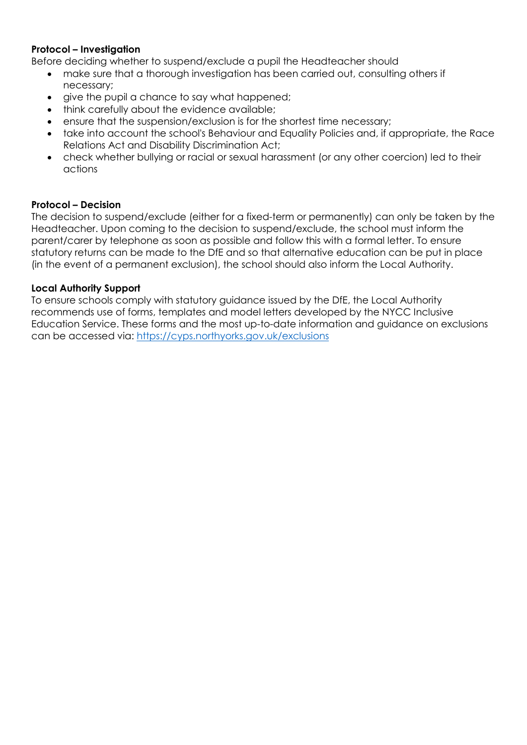**Protocol – Investigation**

Before deciding whether to suspend/exclude a pupil the Headteacher should

- make sure that a thorough investigation has been carried out, consulting others if necessary;
- give the pupil a chance to say what happened;
- think carefully about the evidence available;
- ensure that the suspension/exclusion is for the shortest time necessary;
- take into account the school's Behaviour and Equality Policies and, if appropriate, the Race Relations Act and Disability Discrimination Act;
- check whether bullying or racial or sexual harassment (or any other coercion) led to their actions

**Protocol – Decision**

The decision to suspend/exclude (either for a fixed-term or permanently) can only be taken by the Headteacher. Upon coming to the decision to suspend/exclude, the school must inform the parent/carer by telephone as soon as possible and follow this with a formal letter. To ensure statutory returns can be made to the DfE and so that alternative education can be put in place (in the event of a permanent exclusion), the school should also inform the Local Authority.

**Local Authority Support**

To ensure schools comply with statutory guidance issued by the DfE, the Local Authority recommends use of forms, templates and model letters developed by the NYCC Inclusive Education Service. These forms and the most up-to-date information and guidance on exclusions can be accessed via: [https://cyps.northyorks.gov.uk/exclusions](https://cyps.northyorks.gov.uk/exclusions)